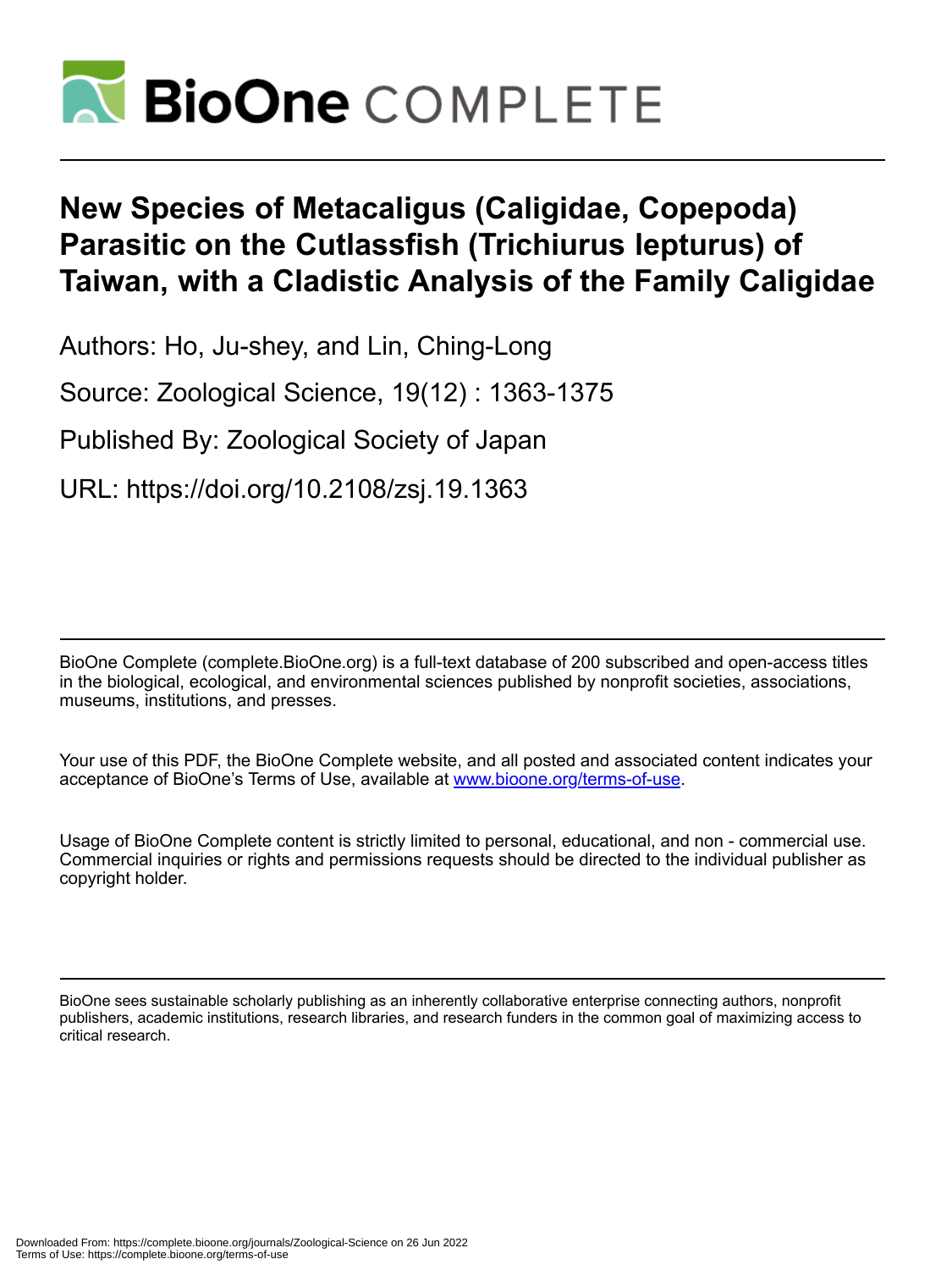# New Species of Metacaligus (Caligidae, Copepoda) Parasitic on the Cutlassfish (Trichiurus lepturus) of Taiwan, with a Cladistic Analysis of the Family Caligidae

Authors: Ho, Ju-shey, and Lin, Ching-Long

Source: Zoological Science, 19(12) : 1363-1375

Published By: Zoological Society of Japan

URL: https://doi.org/10.2108/zsj.19.1363

BioOne Complete (complete.BioOne.org) is a full-text database of 200 subscribed and open-access titles in the biological, ecological, and environmental sciences published by nonprofit societies, associations, museums, institutions, and presses.

Your use of this PDF, the BioOne Complete website, and all posted and associated content indicates your acceptance of BioOne's Terms of Use, available at www.bioone.org/terms-of-use.

Usage of BioOne Complete content is strictly limited to personal, educational, and non - commercial use. Commercial inquiries or rights and permissions requests should be directed to the individual publisher as copyright holder.

BioOne sees sustainable scholarly publishing as an inherently collaborative enterprise connecting authors, nonprofit publishers, academic institutions, research libraries, and research funders in the common goal of maximizing access to critical research.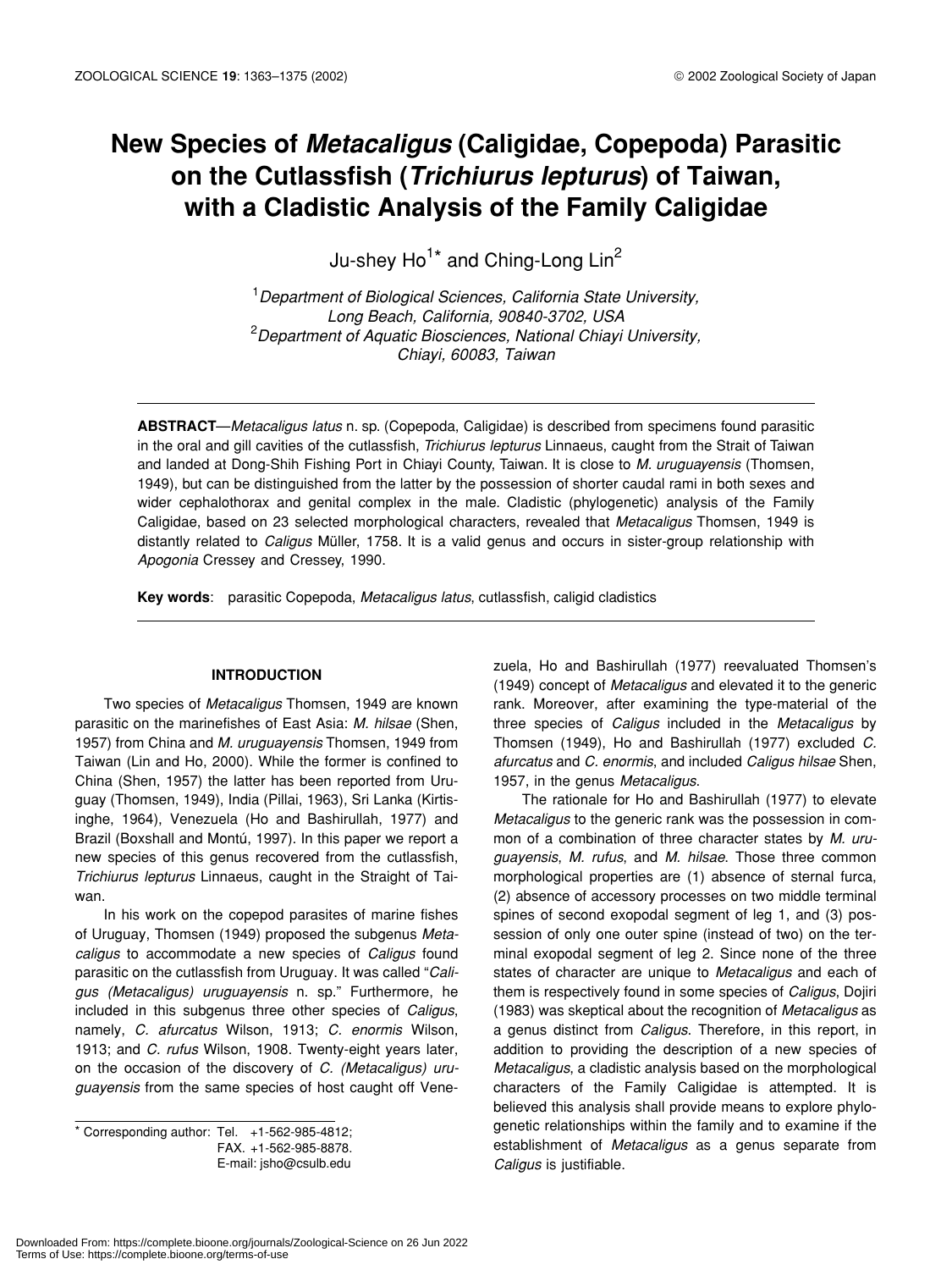# New Species of *Metacaligus* (Caligidae, Copepoda) Parasitic on the Cutlassfish (*Trichiurus lepturus*) of Taiwan, with a Cladistic Analysis of the Family Caligidae

Ju-shey Ho[1]* and Ching-Long Lin[2]

[1] *Department of Biological Sciences, California State University, Long Beach, California, 90840-3702, USA*
[2] *Department of Aquatic Biosciences, National Chiayi University, Chiayi, 60083, Taiwan*

---

**ABSTRACT**—*Metacaligus latus* n. sp. (Copepoda, Caligidae) is described from specimens found parasitic in the oral and gill cavities of the cutlassfish, *Trichiurus lepturus* Linnaeus, caught from the Strait of Taiwan and landed at Dong-Shih Fishing Port in Chiayi County, Taiwan. It is close to *M. uruguayensis* (Thomsen, 1949), but can be distinguished from the latter by the possession of shorter caudal rami in both sexes and wider cephalothorax and genital complex in the male. Cladistic (phylogenetic) analysis of the Family Caligidae, based on 23 selected morphological characters, revealed that *Metacaligus* Thomsen, 1949 is distantly related to *Caligus* Müller, 1758. It is a valid genus and occurs in sister-group relationship with *Apogonia* Cressey and Cressey, 1990.

**Key words**: parasitic Copepoda, *Metacaligus latus*, cutlassfish, caligid cladistics

---

## INTRODUCTION

Two species of *Metacaligus* Thomsen, 1949 are known parasitic on the marinefishes of East Asia: *M. hilsae* (Shen, 1957) from China and *M. uruguayensis* Thomsen, 1949 from Taiwan (Lin and Ho, 2000). While the former is confined to China (Shen, 1957) the latter has been reported from Uruguay (Thomsen, 1949), India (Pillai, 1963), Sri Lanka (Kirtisinghe, 1964), Venezuela (Ho and Bashirullah, 1977) and Brazil (Boxshall and Montú, 1997). In this paper we report a new species of this genus recovered from the cutlassfish, *Trichiurus lepturus* Linnaeus, caught in the Straight of Taiwan.

In his work on the copepod parasites of marine fishes of Uruguay, Thomsen (1949) proposed the subgenus *Metacaligus* to accommodate a new species of *Caligus* found parasitic on the cutlassfish from Uruguay. It was called "*Caligus (Metacaligus) uruguayensis* n. sp." Furthermore, he included in this subgenus three other species of *Caligus*, namely, *C. afurcatus* Wilson, 1913; *C. enormis* Wilson, 1913; and *C. rufus* Wilson, 1908. Twenty-eight years later, on the occasion of the discovery of *C. (Metacaligus) uruguayensis* from the same species of host caught off Venezuela, Ho and Bashirullah (1977) reevaluated Thomsen's (1949) concept of *Metacaligus* and elevated it to the generic rank. Moreover, after examining the type-material of the three species of *Caligus* included in the *Metacaligus* by Thomsen (1949), Ho and Bashirullah (1977) excluded *C. afurcatus* and *C. enormis*, and included *Caligus hilsae* Shen, 1957, in the genus *Metacaligus*.

The rationale for Ho and Bashirullah (1977) to elevate *Metacaligus* to the generic rank was the possession in common of a combination of three character states by *M. uruguayensis*, *M. rufus*, and *M. hilsae*. Those three common morphological properties are (1) absence of sternal furca, (2) absence of accessory processes on two middle terminal spines of second exopodal segment of leg 1, and (3) possession of only one outer spine (instead of two) on the terminal exopodal segment of leg 2. Since none of the three states of character are unique to *Metacaligus* and each of them is respectively found in some species of *Caligus*, Dojiri (1983) was skeptical about the recognition of *Metacaligus* as a genus distinct from *Caligus*. Therefore, in this report, in addition to providing the description of a new species of *Metacaligus*, a cladistic analysis based on the morphological characters of the Family Caligidae is attempted. It is believed this analysis shall provide means to explore phylogenetic relationships within the family and to examine if the establishment of *Metacaligus* as a genus separate from *Caligus* is justifiable.

---

* Corresponding author: Tel. +1-562-985-4812; FAX. +1-562-985-8878. E-mail: jsho@csulb.edu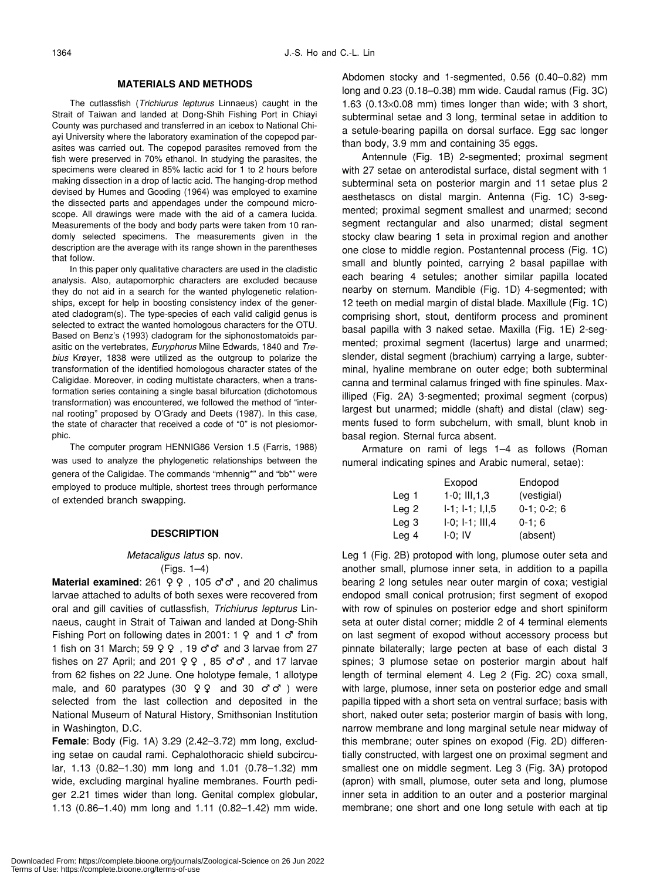## MATERIALS AND METHODS

The cutlassfish (*Trichiurus lepturus* Linnaeus) caught in the Strait of Taiwan and landed at Dong-Shih Fishing Port in Chiayi County was purchased and transferred in an icebox to National Chiayi University where the laboratory examination of the copepod parasites was carried out. The copepod parasites removed from the fish were preserved in 70% ethanol. In studying the parasites, the specimens were cleared in 85% lactic acid for 1 to 2 hours before making dissection in a drop of lactic acid. The hanging-drop method devised by Humes and Gooding (1964) was employed to examine the dissected parts and appendages under the compound microscope. All drawings were made with the aid of a camera lucida. Measurements of the body and body parts were taken from 10 randomly selected specimens. The measurements given in the description are the average with its range shown in the parentheses that follow.

In this paper only qualitative characters are used in the cladistic analysis. Also, autapomorphic characters are excluded because they do not aid in a search for the wanted phylogenetic relationships, except for help in boosting consistency index of the generated cladogram(s). The type-species of each valid caligid genus is selected to extract the wanted homologous characters for the OTU. Based on Benz's (1993) cladogram for the siphonostomatoids parasitic on the vertebrates, *Euryphorus* Milne Edwards, 1840 and *Trebius* Krøyer, 1838 were utilized as the outgroup to polarize the transformation of the identified homologous character states of the Caligidae. Moreover, in coding multistate characters, when a transformation series containing a single basal bifurcation (dichotomous transformation) was encountered, we followed the method of "internal rooting" proposed by O'Grady and Deets (1987). In this case, the state of character that received a code of "0" is not plesiomorphic.

The computer program HENNIG86 Version 1.5 (Farris, 1988) was used to analyze the phylogenetic relationships between the genera of the Caligidae. The commands "mhennig*" and "bb*" were employed to produce multiple, shortest trees through performance of extended branch swapping.

## DESCRIPTION

### *Metacaligus latus* sp. nov.
(Figs. 1–4)

**Material examined**: 261 ♀♀, 105 ♂♂, and 20 chalimus larvae attached to adults of both sexes were recovered from oral and gill cavities of cutlassfish, *Trichiurus lepturus* Linnaeus, caught in Strait of Taiwan and landed at Dong-Shih Fishing Port on following dates in 2001: 1 ♀ and 1 ♂ from 1 fish on 31 March; 59 ♀♀, 19 ♂♂ and 3 larvae from 27 fishes on 27 April; and 201 ♀♀, 85 ♂♂, and 17 larvae from 62 fishes on 22 June. One holotype female, 1 allotype male, and 60 paratypes (30 ♀♀ and 30 ♂♂) were selected from the last collection and deposited in the National Museum of Natural History, Smithsonian Institution in Washington, D.C.

**Female**: Body (Fig. 1A) 3.29 (2.42–3.72) mm long, excluding setae on caudal rami. Cephalothoracic shield subcircular, 1.13 (0.82–1.30) mm long and 1.01 (0.78–1.32) mm wide, excluding marginal hyaline membranes. Fourth pediger 2.21 times wider than long. Genital complex globular, 1.13 (0.86–1.40) mm long and 1.11 (0.82–1.42) mm wide. Abdomen stocky and 1-segmented, 0.56 (0.40–0.82) mm long and 0.23 (0.18–0.38) mm wide. Caudal ramus (Fig. 3C) 1.63 (0.13×0.08 mm) times longer than wide; with 3 short, subterminal setae and 3 long, terminal setae in addition to a setule-bearing papilla on dorsal surface. Egg sac longer than body, 3.9 mm and containing 35 eggs.

Antennule (Fig. 1B) 2-segmented; proximal segment with 27 setae on anterodistal surface, distal segment with 1 subterminal seta on posterior margin and 11 setae plus 2 aesthetascs on distal margin. Antenna (Fig. 1C) 3-segmented; proximal segment smallest and unarmed; second segment rectangular and also unarmed; distal segment stocky claw bearing 1 seta in proximal region and another one close to middle region. Postantennal process (Fig. 1C) small and bluntly pointed, carrying 2 basal papillae with each bearing 4 setules; another similar papilla located nearby on sternum. Mandible (Fig. 1D) 4-segmented; with 12 teeth on medial margin of distal blade. Maxillule (Fig. 1C) comprising short, stout, dentiform process and prominent basal papilla with 3 naked setae. Maxilla (Fig. 1E) 2-segmented; proximal segment (lacertus) large and unarmed; slender, distal segment (brachium) carrying a large, subterminal, hyaline membrane on outer edge; both subterminal canna and terminal calamus fringed with fine spinules. Maxilliped (Fig. 2A) 3-segmented; proximal segment (corpus) largest but unarmed; middle (shaft) and distal (claw) segments fused to form subchelum, with small, blunt knob in basal region. Sternal furca absent.

Armature on rami of legs 1–4 as follows (Roman numeral indicating spines and Arabic numeral, setae):

| | Exopod | Endopod |
|---|---|---|
| Leg 1 | 1-0; III,1,3 | (vestigial) |
| Leg 2 | I-1; I-1; I,I,5 | 0-1; 0-2; 6 |
| Leg 3 | I-0; I-1; III,4 | 0-1; 6 |
| Leg 4 | I-0; IV | (absent) |

Leg 1 (Fig. 2B) protopod with long, plumose outer seta and another small, plumose inner seta, in addition to a papilla bearing 2 long setules near outer margin of coxa; vestigial endopod small conical protrusion; first segment of exopod with row of spinules on posterior edge and short spiniform seta at outer distal corner; middle 2 of 4 terminal elements on last segment of exopod without accessory process but pinnate bilaterally; large pecten at base of each distal 3 spines; 3 plumose setae on posterior margin about half length of terminal element 4. Leg 2 (Fig. 2C) coxa small, with large, plumose, inner seta on posterior edge and small papilla tipped with a short seta on ventral surface; basis with short, naked outer seta; posterior margin of basis with long, narrow membrane and long marginal setule near midway of this membrane; outer spines on exopod (Fig. 2D) differentially constructed, with largest one on proximal segment and smallest one on middle segment. Leg 3 (Fig. 3A) protopod (apron) with small, plumose, outer seta and long, plumose inner seta in addition to an outer and a posterior marginal membrane; one short and one long setule with each at tip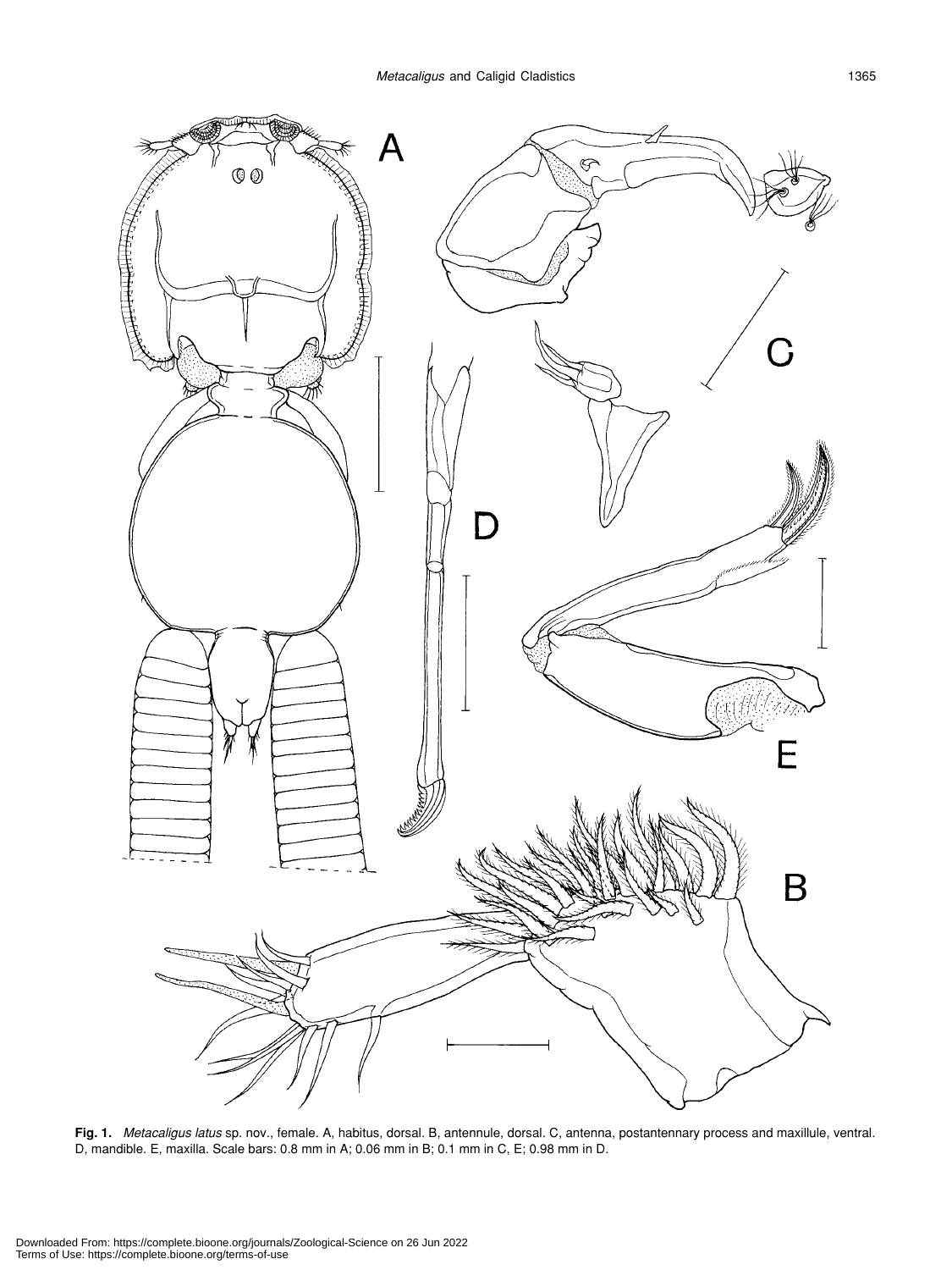**Fig. 1.** *Metacaligus latus* sp. nov., female. A, habitus, dorsal. B, antennule, dorsal. C, antenna, postantennary process and maxillule, ventral. D, mandible. E, maxilla. Scale bars: 0.8 mm in A; 0.06 mm in B; 0.1 mm in C, E; 0.98 mm in D.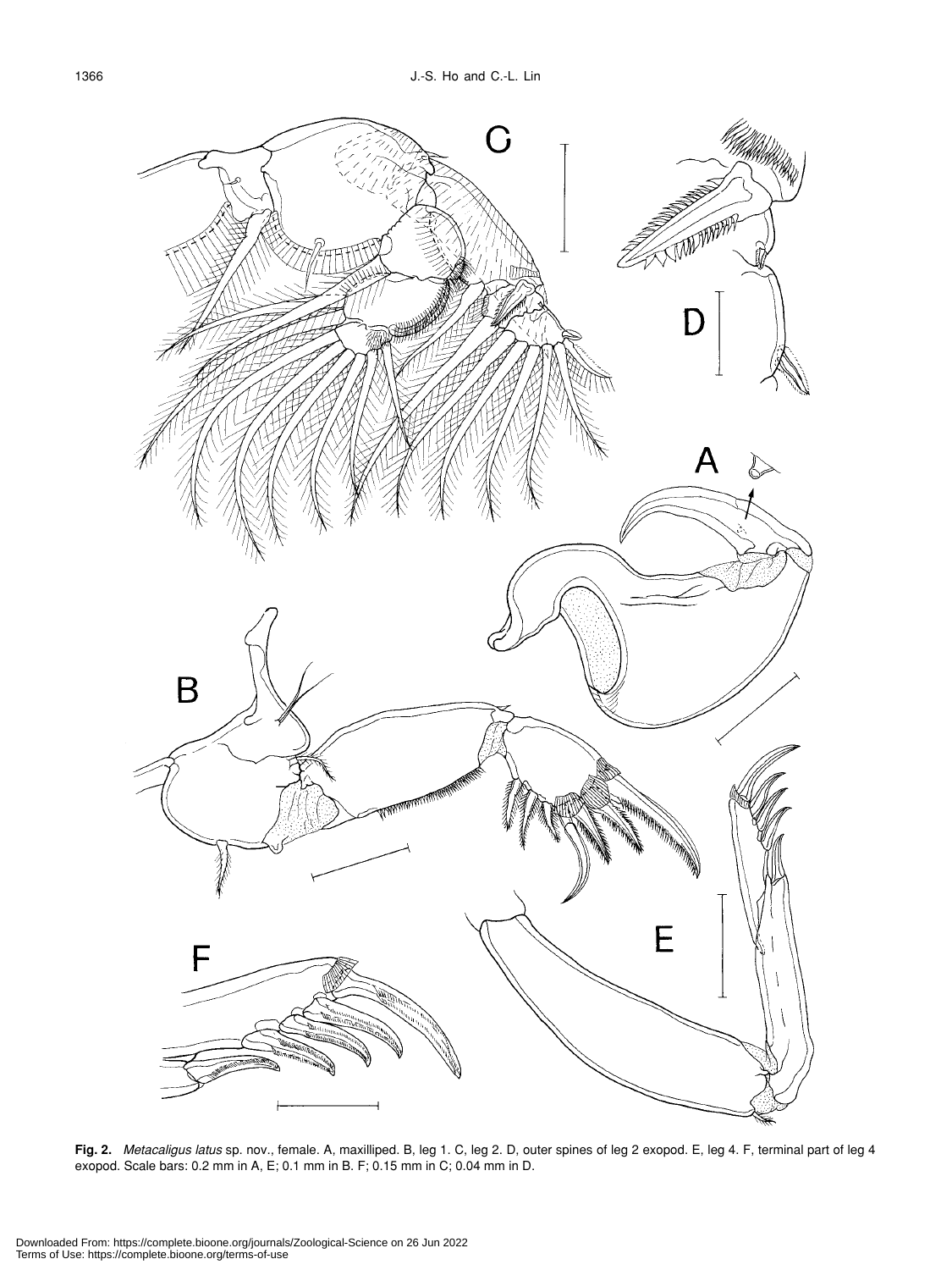**Fig. 2.** *Metacaligus latus* sp. nov., female. A, maxilliped. B, leg 1. C, leg 2. D, outer spines of leg 2 exopod. E, leg 4. F, terminal part of leg 4 exopod. Scale bars: 0.2 mm in A, E; 0.1 mm in B. F; 0.15 mm in C; 0.04 mm in D.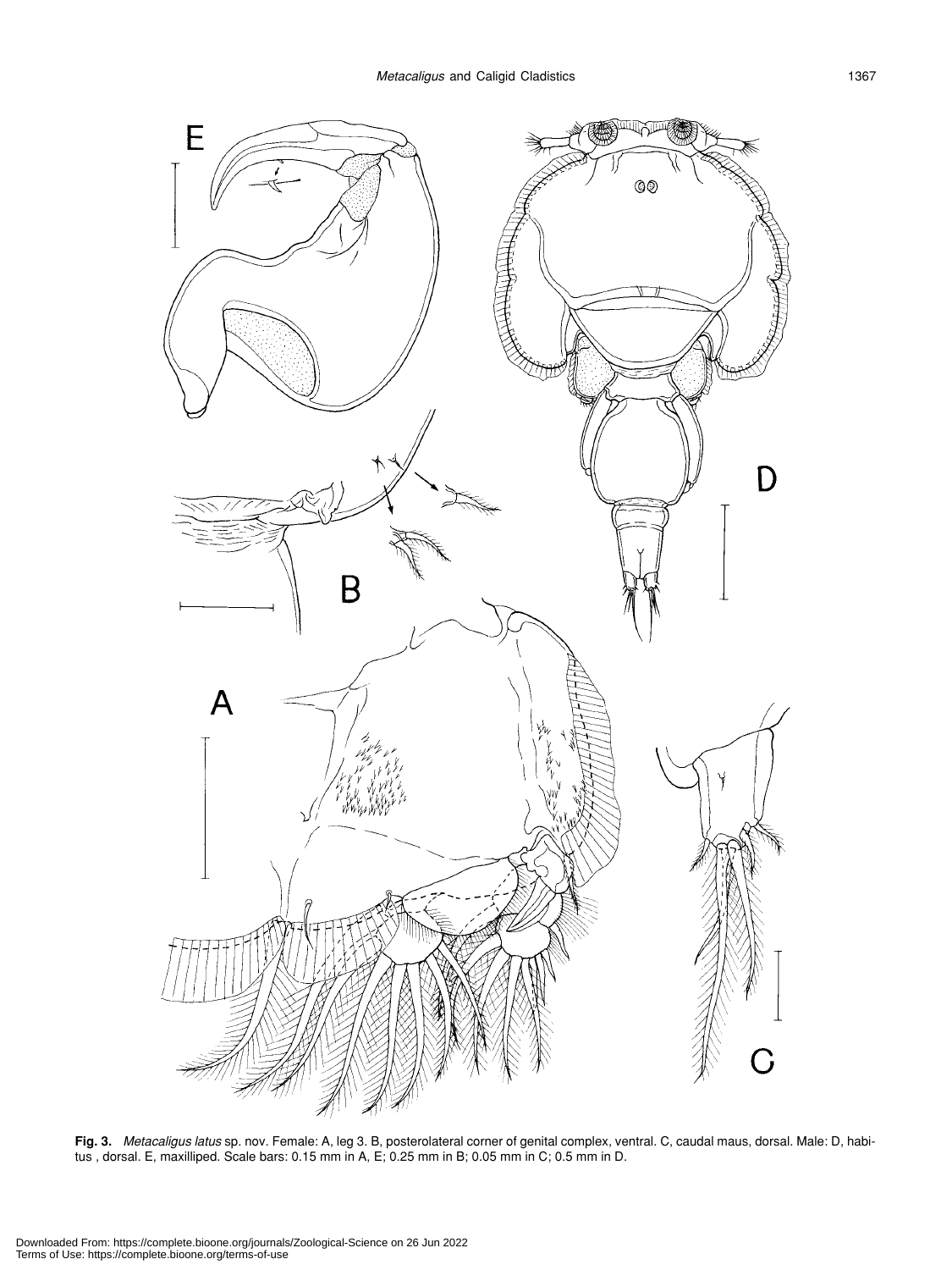**Fig. 3.** *Metacaligus latus* sp. nov. Female: A, leg 3. B, posterolateral corner of genital complex, ventral. C, caudal maus, dorsal. Male: D, habitus , dorsal. E, maxilliped. Scale bars: 0.15 mm in A, E; 0.25 mm in B; 0.05 mm in C; 0.5 mm in D.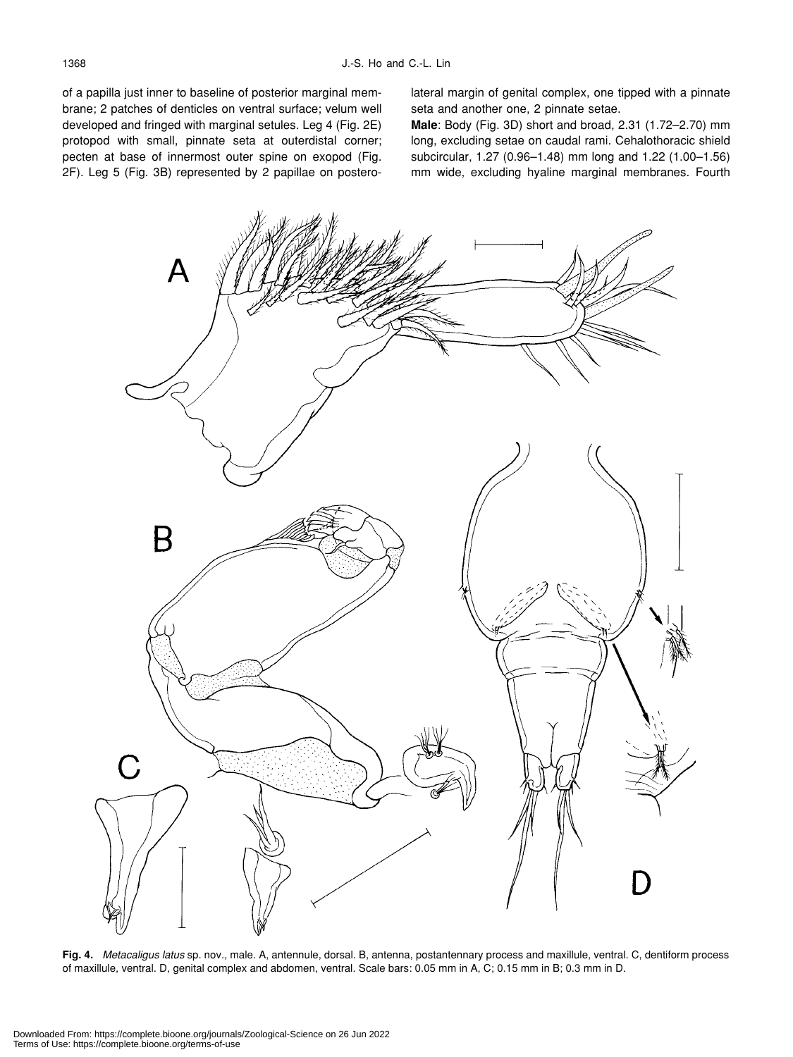of a papilla just inner to baseline of posterior marginal membrane; 2 patches of denticles on ventral surface; velum well developed and fringed with marginal setules. Leg 4 (Fig. 2E) protopod with small, pinnate seta at outerdistal corner; pecten at base of innermost outer spine on exopod (Fig. 2F). Leg 5 (Fig. 3B) represented by 2 papillae on posterolateral margin of genital complex, one tipped with a pinnate seta and another one, 2 pinnate setae.

**Male**: Body (Fig. 3D) short and broad, 2.31 (1.72–2.70) mm long, excluding setae on caudal rami. Cehalothoracic shield subcircular, 1.27 (0.96–1.48) mm long and 1.22 (1.00–1.56) mm wide, excluding hyaline marginal membranes. Fourth

**Fig. 4.** *Metacaligus latus* sp. nov., male. A, antennule, dorsal. B, antenna, postantennary process and maxillule, ventral. C, dentiform process of maxillule, ventral. D, genital complex and abdomen, ventral. Scale bars: 0.05 mm in A, C; 0.15 mm in B; 0.3 mm in D.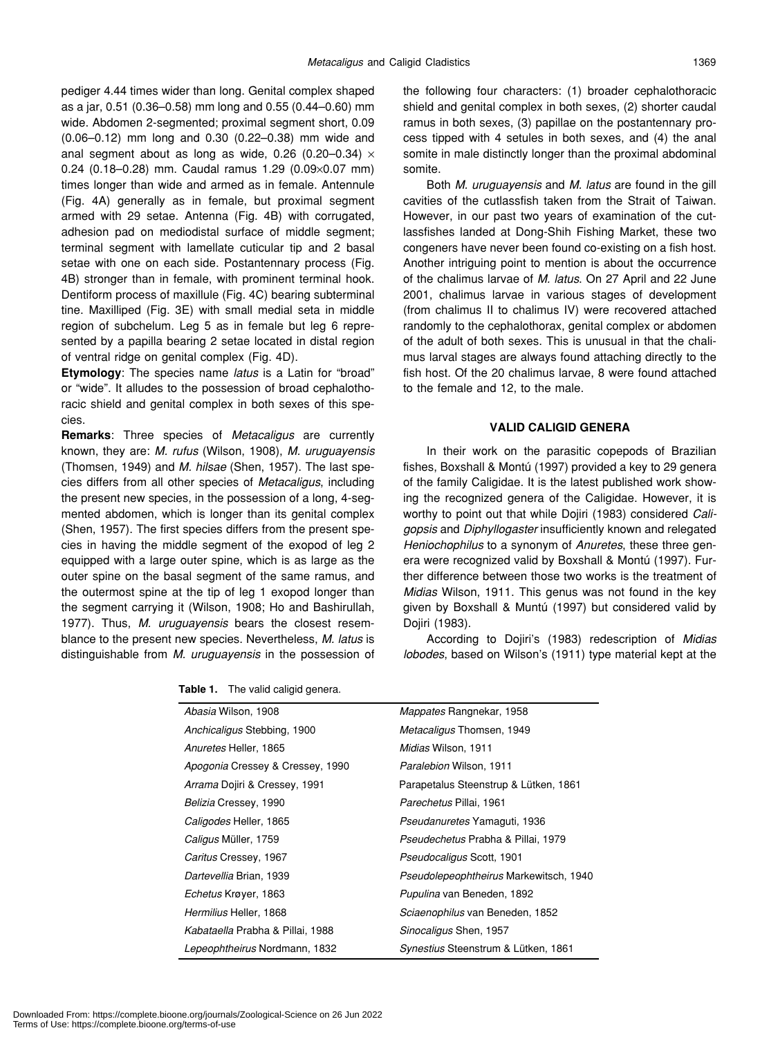pediger 4.44 times wider than long. Genital complex shaped as a jar, 0.51 (0.36–0.58) mm long and 0.55 (0.44–0.60) mm wide. Abdomen 2-segmented; proximal segment short, 0.09 (0.06–0.12) mm long and 0.30 (0.22–0.38) mm wide and anal segment about as long as wide, 0.26 (0.20–0.34) × 0.24 (0.18–0.28) mm. Caudal ramus 1.29 (0.09×0.07 mm) times longer than wide and armed as in female. Antennule (Fig. 4A) generally as in female, but proximal segment armed with 29 setae. Antenna (Fig. 4B) with corrugated, adhesion pad on mediodistal surface of middle segment; terminal segment with lamellate cuticular tip and 2 basal setae with one on each side. Postantennary process (Fig. 4B) stronger than in female, with prominent terminal hook. Dentiform process of maxillule (Fig. 4C) bearing subterminal tine. Maxilliped (Fig. 3E) with small medial seta in middle region of subchelum. Leg 5 as in female but leg 6 represented by a papilla bearing 2 setae located in distal region of ventral ridge on genital complex (Fig. 4D).

**Etymology**: The species name *latus* is a Latin for "broad" or "wide". It alludes to the possession of broad cephalothoracic shield and genital complex in both sexes of this species.

**Remarks**: Three species of *Metacaligus* are currently known, they are: *M. rufus* (Wilson, 1908), *M. uruguayensis* (Thomsen, 1949) and *M. hilsae* (Shen, 1957). The last species differs from all other species of *Metacaligus*, including the present new species, in the possession of a long, 4-segmented abdomen, which is longer than its genital complex (Shen, 1957). The first species differs from the present species in having the middle segment of the exopod of leg 2 equipped with a large outer spine, which is as large as the outer spine on the basal segment of the same ramus, and the outermost spine at the tip of leg 1 exopod longer than the segment carrying it (Wilson, 1908; Ho and Bashirullah, 1977). Thus, *M. uruguayensis* bears the closest resemblance to the present new species. Nevertheless, *M. latus* is distinguishable from *M. uruguayensis* in the possession of the following four characters: (1) broader cephalothoracic shield and genital complex in both sexes, (2) shorter caudal ramus in both sexes, (3) papillae on the postantennary process tipped with 4 setules in both sexes, and (4) the anal somite in male distinctly longer than the proximal abdominal somite.

Both *M. uruguayensis* and *M. latus* are found in the gill cavities of the cutlassfish taken from the Strait of Taiwan. However, in our past two years of examination of the cutlassfishes landed at Dong-Shih Fishing Market, these two congeners have never been found co-existing on a fish host. Another intriguing point to mention is about the occurrence of the chalimus larvae of *M. latus*. On 27 April and 22 June 2001, chalimus larvae in various stages of development (from chalimus II to chalimus IV) were recovered attached randomly to the cephalothorax, genital complex or abdomen of the adult of both sexes. This is unusual in that the chalimus larval stages are always found attaching directly to the fish host. Of the 20 chalimus larvae, 8 were found attached to the female and 12, to the male.

## VALID CALIGID GENERA

In their work on the parasitic copepods of Brazilian fishes, Boxshall & Montú (1997) provided a key to 29 genera of the family Caligidae. It is the latest published work showing the recognized genera of the Caligidae. However, it is worthy to point out that while Dojiri (1983) considered *Caligopsis* and *Diphyllogaster* insufficiently known and relegated *Heniochophilus* to a synonym of *Anuretes*, these three genera were recognized valid by Boxshall & Montú (1997). Further difference between those two works is the treatment of *Midias* Wilson, 1911. This genus was not found in the key given by Boxshall & Muntú (1997) but considered valid by Dojiri (1983).

According to Dojiri's (1983) redescription of *Midias lobodes*, based on Wilson's (1911) type material kept at the

**Table 1.** The valid caligid genera.

| | |
|---|---|
| *Abasia* Wilson, 1908 | *Mappates* Rangnekar, 1958 |
| *Anchicaligus* Stebbing, 1900 | *Metacaligus* Thomsen, 1949 |
| *Anuretes* Heller, 1865 | *Midias* Wilson, 1911 |
| *Apogonia* Cressey & Cressey, 1990 | *Paralebion* Wilson, 1911 |
| *Arrama* Dojiri & Cressey, 1991 | Parapetalus Steenstrup & Lütken, 1861 |
| *Belizia* Cressey, 1990 | *Parechetus* Pillai, 1961 |
| *Caligodes* Heller, 1865 | *Pseudanuretes* Yamaguti, 1936 |
| *Caligus* Müller, 1759 | *Pseudechetus* Prabha & Pillai, 1979 |
| *Caritus* Cressey, 1967 | *Pseudocaligus* Scott, 1901 |
| *Dartevellia* Brian, 1939 | *Pseudolepeophtheirus* Markewitsch, 1940 |
| *Echetus* Krøyer, 1863 | *Pupulina* van Beneden, 1892 |
| *Hermilius* Heller, 1868 | *Sciaenophilus* van Beneden, 1852 |
| *Kabataella* Prabha & Pillai, 1988 | *Sinocaligus* Shen, 1957 |
| *Lepeophtheirus* Nordmann, 1832 | *Synestius* Steenstrum & Lütken, 1861 |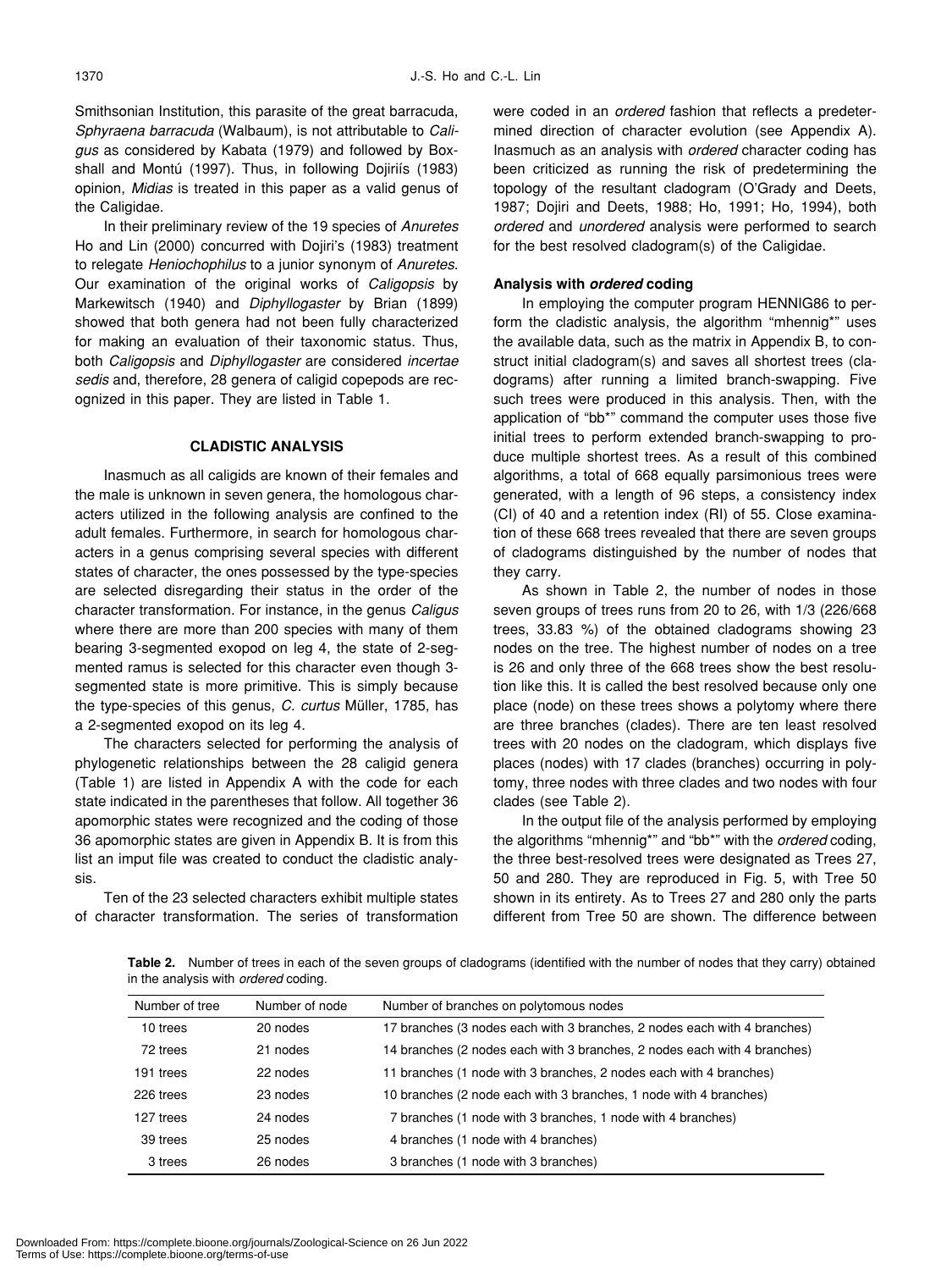Smithsonian Institution, this parasite of the great barracuda, *Sphyraena barracuda* (Walbaum), is not attributable to *Caligus* as considered by Kabata (1979) and followed by Boxshall and Montú (1997). Thus, in following Dojiríís (1983) opinion, *Midias* is treated in this paper as a valid genus of the Caligidae.

In their preliminary review of the 19 species of *Anuretes* Ho and Lin (2000) concurred with Dojiri's (1983) treatment to relegate *Heniochophilus* to a junior synonym of *Anuretes*. Our examination of the original works of *Caligopsis* by Markewitsch (1940) and *Diphyllogaster* by Brian (1899) showed that both genera had not been fully characterized for making an evaluation of their taxonomic status. Thus, both *Caligopsis* and *Diphyllogaster* are considered *incertae sedis* and, therefore, 28 genera of caligid copepods are recognized in this paper. They are listed in Table 1.

## CLADISTIC ANALYSIS

Inasmuch as all caligids are known of their females and the male is unknown in seven genera, the homologous characters utilized in the following analysis are confined to the adult females. Furthermore, in search for homologous characters in a genus comprising several species with different states of character, the ones possessed by the type-species are selected disregarding their status in the order of the character transformation. For instance, in the genus *Caligus* where there are more than 200 species with many of them bearing 3-segmented exopod on leg 4, the state of 2-segmented ramus is selected for this character even though 3-segmented state is more primitive. This is simply because the type-species of this genus, *C. curtus* Müller, 1785, has a 2-segmented exopod on its leg 4.

The characters selected for performing the analysis of phylogenetic relationships between the 28 caligid genera (Table 1) are listed in Appendix A with the code for each state indicated in the parentheses that follow. All together 36 apomorphic states were recognized and the coding of those 36 apomorphic states are given in Appendix B. It is from this list an imput file was created to conduct the cladistic analysis.

Ten of the 23 selected characters exhibit multiple states of character transformation. The series of transformation were coded in an *ordered* fashion that reflects a predetermined direction of character evolution (see Appendix A). Inasmuch as an analysis with *ordered* character coding has been criticized as running the risk of predetermining the topology of the resultant cladogram (O'Grady and Deets, 1987; Dojiri and Deets, 1988; Ho, 1991; Ho, 1994), both *ordered* and *unordered* analysis were performed to search for the best resolved cladogram(s) of the Caligidae.

### Analysis with *ordered* coding

In employing the computer program HENNIG86 to perform the cladistic analysis, the algorithm "mhennig*" uses the available data, such as the matrix in Appendix B, to construct initial cladogram(s) and saves all shortest trees (cladograms) after running a limited branch-swapping. Five such trees were produced in this analysis. Then, with the application of "bb*" command the computer uses those five initial trees to perform extended branch-swapping to produce multiple shortest trees. As a result of this combined algorithms, a total of 668 equally parsimonious trees were generated, with a length of 96 steps, a consistency index (CI) of 40 and a retention index (RI) of 55. Close examination of these 668 trees revealed that there are seven groups of cladograms distinguished by the number of nodes that they carry.

As shown in Table 2, the number of nodes in those seven groups of trees runs from 20 to 26, with 1/3 (226/668 trees, 33.83 %) of the obtained cladograms showing 23 nodes on the tree. The highest number of nodes on a tree is 26 and only three of the 668 trees show the best resolution like this. It is called the best resolved because only one place (node) on these trees shows a polytomy where there are three branches (clades). There are ten least resolved trees with 20 nodes on the cladogram, which displays five places (nodes) with 17 clades (branches) occurring in polytomy, three nodes with three clades and two nodes with four clades (see Table 2).

In the output file of the analysis performed by employing the algorithms "mhennig*" and "bb*" with the *ordered* coding, the three best-resolved trees were designated as Trees 27, 50 and 280. They are reproduced in Fig. 5, with Tree 50 shown in its entirety. As to Trees 27 and 280 only the parts different from Tree 50 are shown. The difference between

**Table 2.** Number of trees in each of the seven groups of cladograms (identified with the number of nodes that they carry) obtained in the analysis with *ordered* coding.

| Number of tree | Number of node | Number of branches on polytomous nodes |
|---|---|---|
| 10 trees | 20 nodes | 17 branches (3 nodes each with 3 branches, 2 nodes each with 4 branches) |
| 72 trees | 21 nodes | 14 branches (2 nodes each with 3 branches, 2 nodes each with 4 branches) |
| 191 trees | 22 nodes | 11 branches (1 node with 3 branches, 2 nodes each with 4 branches) |
| 226 trees | 23 nodes | 10 branches (2 node each with 3 branches, 1 node with 4 branches) |
| 127 trees | 24 nodes | 7 branches (1 node with 3 branches, 1 node with 4 branches) |
| 39 trees | 25 nodes | 4 branches (1 node with 4 branches) |
| 3 trees | 26 nodes | 3 branches (1 node with 3 branches) |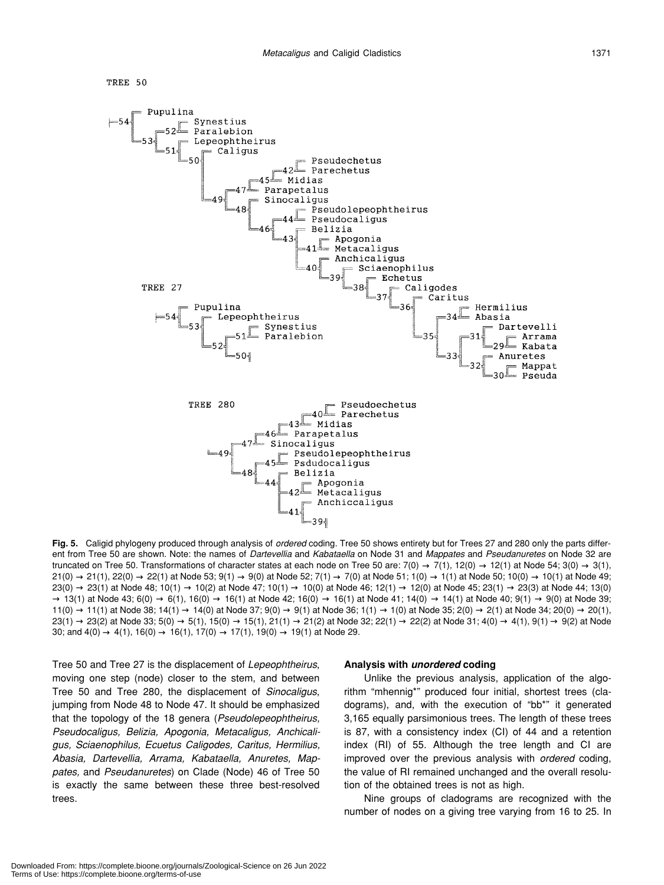TREE 50

```
|-54-- Pupulina
     |
     53--52-- Synestius
       |    |_ Paralebion
       51-- Lepeophtheirus
         |
         50-- Caligus
           |
           49--47--45--42-- Pseudechetus
             |   |    |   |_ Parechetus
             |   |    |_ Midias
             |   |_ Parapetalus
             48-- Sinocaligus
               |
               46--44-- Pseudolepeophtheirus
                 |    |_ Pseudocaligus
                 43-- Belizia
                   |
                   41-- Apogonia
                   |  |_ Metacaligus
                   40-- Anchicaligus
                     |
                     39-- Sciaenophilus
                       |
                       38-- Echetus
                         |
                         37-- Caligodes
                           |
                           36-- Caritus
                             |
                             35--34-- Hermilius
                               |    |_ Abasia
                               33--31-- Dartevelli
                                 |    |_29-- Arrama
                                 |        |_ Kabata
                                 32-- Anuretes
                                   |_30-- Mappat
                                        |_ Pseuda
```

TREE 27

```
|-54-- Pupulina
     |
     53-- Lepeophtheirus
       |
       52--51-- Synestius
         |    |_ Paralebion
         50-|
```

TREE 280

```
49--47--46--43--40-- Pseudoechetus
  |   |    |   |   |_ Parechetus
  |   |    |   |_ Midias
  |   |    |_ Parapetalus
  |   |_ Sinocaligus
  48--45-- Pseudolepeophtheirus
    |    |_ Psdudocaligus
    44-- Belizia
      |
      42-- Apogonia
      |  |_ Metacaligus
      41-- Anchiccaligus
        |
        39-|
```

**Fig. 5.** Caligid phylogeny produced through analysis of *ordered* coding. Tree 50 shows entirety but for Trees 27 and 280 only the parts different from Tree 50 are shown. Note: the names of *Dartevellia* and *Kabataella* on Node 31 and *Mappates* and *Pseudanuretes* on Node 32 are truncated on Tree 50. Transformations of character states at each node on Tree 50 are: 7(0) → 7(1), 12(0) → 12(1) at Node 54; 3(0) → 3(1), 21(0) → 21(1), 22(0) → 22(1) at Node 53; 9(1) → 9(0) at Node 52; 7(1) → 7(0) at Node 51; 1(0) → 1(1) at Node 50; 10(0) → 10(1) at Node 49; 23(0) → 23(1) at Node 48; 10(1) → 10(2) at Node 47; 10(1) → 10(0) at Node 46; 12(1) → 12(0) at Node 45; 23(1) → 23(3) at Node 44; 13(0) → 13(1) at Node 43; 6(0) → 6(1), 16(0) → 16(1) at Node 42; 16(0) → 16(1) at Node 41; 14(0) → 14(1) at Node 40; 9(1) → 9(0) at Node 39; 11(0) → 11(1) at Node 38; 14(1) → 14(0) at Node 37; 9(0) → 9(1) at Node 36; 1(1) → 1(0) at Node 35; 2(0) → 2(1) at Node 34; 20(0) → 20(1), 23(1) → 23(2) at Node 33; 5(0) → 5(1), 15(0) → 15(1), 21(1) → 21(2) at Node 32; 22(1) → 22(2) at Node 31; 4(0) → 4(1), 9(1) → 9(2) at Node 30; and 4(0) → 4(1), 16(0) → 16(1), 17(0) → 17(1), 19(0) → 19(1) at Node 29.

Tree 50 and Tree 27 is the displacement of *Lepeophtheirus*, moving one step (node) closer to the stem, and between Tree 50 and Tree 280, the displacement of *Sinocaligus*, jumping from Node 48 to Node 47. It should be emphasized that the topology of the 18 genera (*Pseudolepeophtheirus, Pseudocaligus, Belizia, Apogonia, Metacaligus, Anchicaligus, Sciaenophilus, Ecuetus Caligodes, Caritus, Hermilius, Abasia, Dartevellia, Arrama, Kabataella, Anuretes, Mappates,* and *Pseudanuretes*) on Clade (Node) 46 of Tree 50 is exactly the same between these three best-resolved trees.

### Analysis with *unordered* coding

Unlike the previous analysis, application of the algorithm "mhennig*" produced four initial, shortest trees (cladograms), and, with the execution of "bb*" it generated 3,165 equally parsimonious trees. The length of these trees is 87, with a consistency index (CI) of 44 and a retention index (RI) of 55. Although the tree length and CI are improved over the previous analysis with *ordered* coding, the value of RI remained unchanged and the overall resolution of the obtained trees is not as high.

Nine groups of cladograms are recognized with the number of nodes on a giving tree varying from 16 to 25. In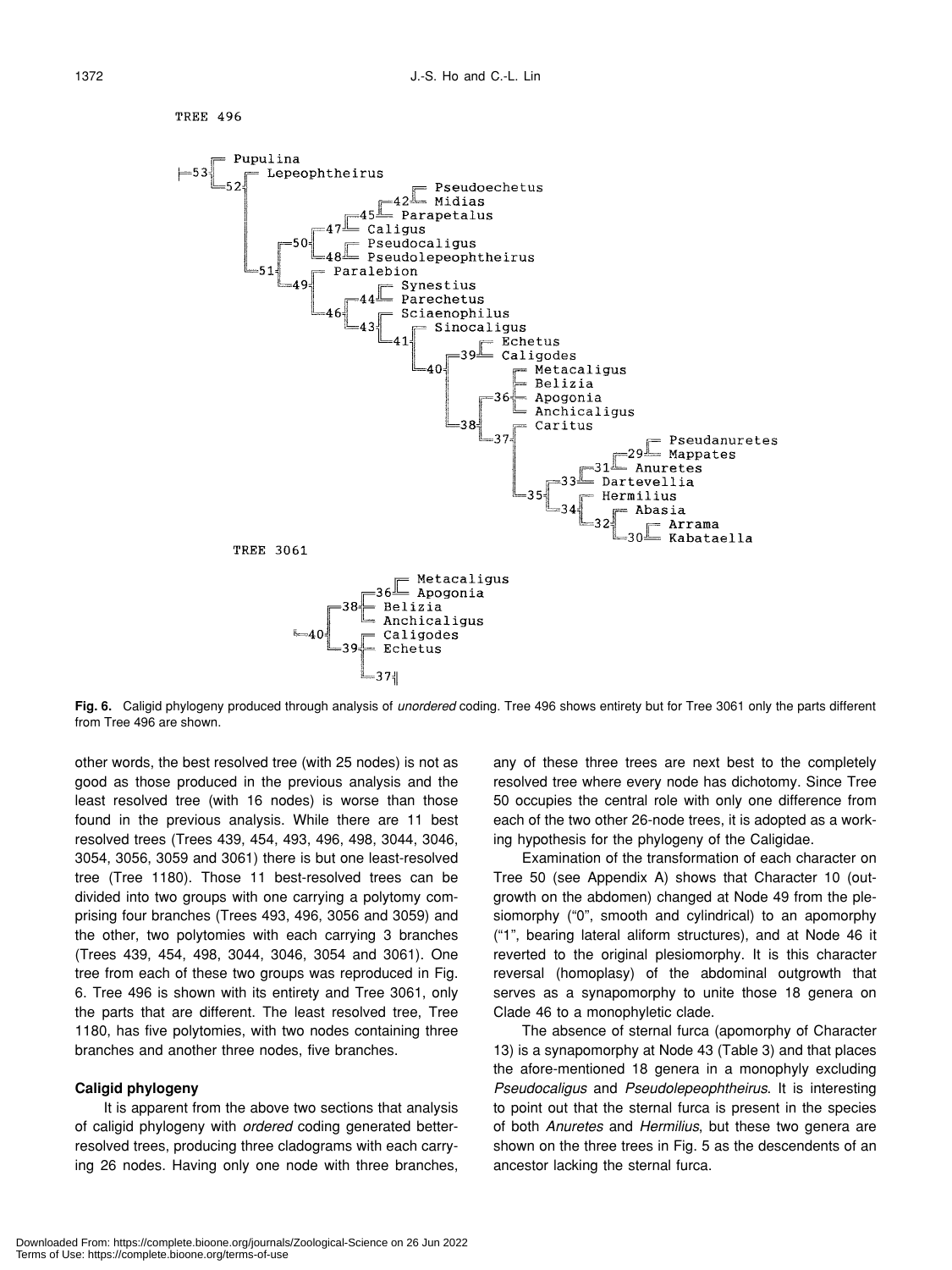TREE 496

TREE 3061

**Fig. 6.** Caligid phylogeny produced through analysis of *unordered* coding. Tree 496 shows entirety but for Tree 3061 only the parts different from Tree 496 are shown.

other words, the best resolved tree (with 25 nodes) is not as good as those produced in the previous analysis and the least resolved tree (with 16 nodes) is worse than those found in the previous analysis. While there are 11 best resolved trees (Trees 439, 454, 493, 496, 498, 3044, 3046, 3054, 3056, 3059 and 3061) there is but one least-resolved tree (Tree 1180). Those 11 best-resolved trees can be divided into two groups with one carrying a polytomy comprising four branches (Trees 493, 496, 3056 and 3059) and the other, two polytomies with each carrying 3 branches (Trees 439, 454, 498, 3044, 3046, 3054 and 3061). One tree from each of these two groups was reproduced in Fig. 6. Tree 496 is shown with its entirety and Tree 3061, only the parts that are different. The least resolved tree, Tree 1180, has five polytomies, with two nodes containing three branches and another three nodes, five branches.

### Caligid phylogeny

It is apparent from the above two sections that analysis of caligid phylogeny with *ordered* coding generated better-resolved trees, producing three cladograms with each carrying 26 nodes. Having only one node with three branches, any of these three trees are next best to the completely resolved tree where every node has dichotomy. Since Tree 50 occupies the central role with only one difference from each of the two other 26-node trees, it is adopted as a working hypothesis for the phylogeny of the Caligidae.

Examination of the transformation of each character on Tree 50 (see Appendix A) shows that Character 10 (outgrowth on the abdomen) changed at Node 49 from the plesiomorphy ("0", smooth and cylindrical) to an apomorphy ("1", bearing lateral aliform structures), and at Node 46 it reverted to the original plesiomorphy. It is this character reversal (homoplasy) of the abdominal outgrowth that serves as a synapomorphy to unite those 18 genera on Clade 46 to a monophyletic clade.

The absence of sternal furca (apomorphy of Character 13) is a synapomorphy at Node 43 (Table 3) and that places the afore-mentioned 18 genera in a monophyly excluding *Pseudocaligus* and *Pseudolepeophtheirus*. It is interesting to point out that the sternal furca is present in the species of both *Anuretes* and *Hermilius*, but these two genera are shown on the three trees in Fig. 5 as the descendents of an ancestor lacking the sternal furca.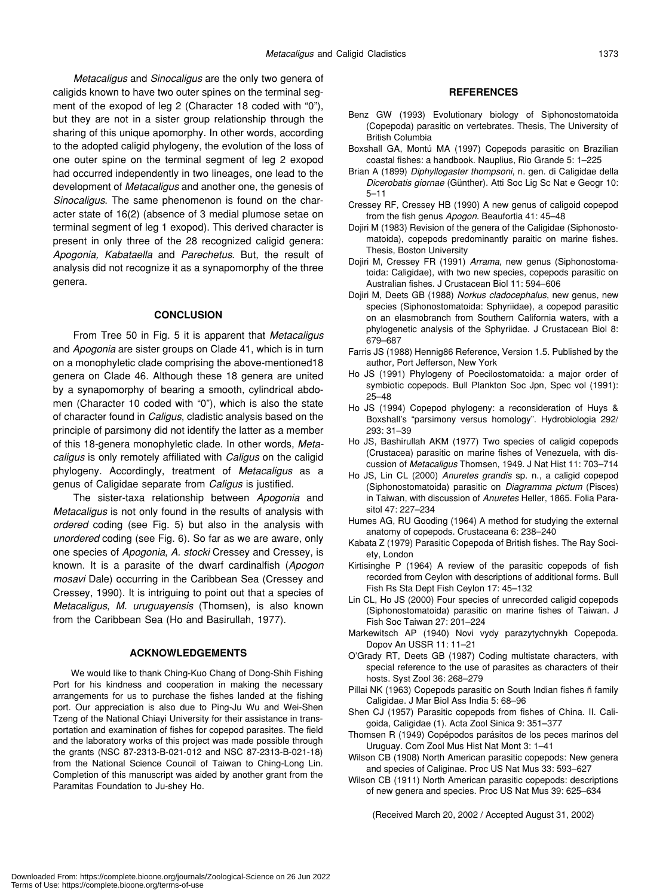*Metacaligus* and *Sinocaligus* are the only two genera of caligids known to have two outer spines on the terminal segment of the exopod of leg 2 (Character 18 coded with "0"), but they are not in a sister group relationship through the sharing of this unique apomorphy. In other words, according to the adopted caligid phylogeny, the evolution of the loss of one outer spine on the terminal segment of leg 2 exopod had occurred independently in two lineages, one lead to the development of *Metacaligus* and another one, the genesis of *Sinocaligus*. The same phenomenon is found on the character state of 16(2) (absence of 3 medial plumose setae on terminal segment of leg 1 exopod). This derived character is present in only three of the 28 recognized caligid genera: *Apogonia, Kabataella* and *Parechetus*. But, the result of analysis did not recognize it as a synapomorphy of the three genera.

## CONCLUSION

From Tree 50 in Fig. 5 it is apparent that *Metacaligus* and *Apogonia* are sister groups on Clade 41, which is in turn on a monophyletic clade comprising the above-mentioned18 genera on Clade 46. Although these 18 genera are united by a synapomorphy of bearing a smooth, cylindrical abdomen (Character 10 coded with "0"), which is also the state of character found in *Caligus*, cladistic analysis based on the principle of parsimony did not identify the latter as a member of this 18-genera monophyletic clade. In other words, *Metacaligus* is only remotely affiliated with *Caligus* on the caligid phylogeny. Accordingly, treatment of *Metacaligus* as a genus of Caligidae separate from *Caligus* is justified.

The sister-taxa relationship between *Apogonia* and *Metacaligus* is not only found in the results of analysis with *ordered* coding (see Fig. 5) but also in the analysis with *unordered* coding (see Fig. 6). So far as we are aware, only one species of *Apogonia*, *A. stocki* Cressey and Cressey, is known. It is a parasite of the dwarf cardinalfish (*Apogon mosavi* Dale) occurring in the Caribbean Sea (Cressey and Cressey, 1990). It is intriguing to point out that a species of *Metacaligus*, *M. uruguayensis* (Thomsen), is also known from the Caribbean Sea (Ho and Basirullah, 1977).

## ACKNOWLEDGEMENTS

We would like to thank Ching-Kuo Chang of Dong-Shih Fishing Port for his kindness and cooperation in making the necessary arrangements for us to purchase the fishes landed at the fishing port. Our appreciation is also due to Ping-Ju Wu and Wei-Shen Tzeng of the National Chiayi University for their assistance in transportation and examination of fishes for copepod parasites. The field and the laboratory works of this project was made possible through the grants (NSC 87-2313-B-021-012 and NSC 87-2313-B-021-18) from the National Science Council of Taiwan to Ching-Long Lin. Completion of this manuscript was aided by another grant from the Paramitas Foundation to Ju-shey Ho.

## REFERENCES

- Benz GW (1993) Evolutionary biology of Siphonostomatoida (Copepoda) parasitic on vertebrates. Thesis, The University of British Columbia
- Boxshall GA, Montú MA (1997) Copepods parasitic on Brazilian coastal fishes: a handbook. Nauplius, Rio Grande 5: 1–225
- Brian A (1899) *Diphyllogaster thompsoni*, n. gen. di Caligidae della *Dicerobatis giornae* (Günther). Atti Soc Lig Sc Nat e Geogr 10: 5–11
- Cressey RF, Cressey HB (1990) A new genus of caligoid copepod from the fish genus *Apogon*. Beaufortia 41: 45–48
- Dojiri M (1983) Revision of the genera of the Caligidae (Siphonostomatoida), copepods predominantly paraitic on marine fishes. Thesis, Boston University
- Dojiri M, Cressey FR (1991) *Arrama*, new genus (Siphonostomatoida: Caligidae), with two new species, copepods parasitic on Australian fishes. J Crustacean Biol 11: 594–606
- Dojiri M, Deets GB (1988) *Norkus cladocephalus*, new genus, new species (Siphonostomatoida: Sphyriidae), a copepod parasitic on an elasmobranch from Southern California waters, with a phylogenetic analysis of the Sphyriidae. J Crustacean Biol 8: 679–687
- Farris JS (1988) Hennig86 Reference, Version 1.5. Published by the author, Port Jefferson, New York
- Ho JS (1991) Phylogeny of Poecilostomatoida: a major order of symbiotic copepods. Bull Plankton Soc Jpn, Spec vol (1991): 25–48
- Ho JS (1994) Copepod phylogeny: a reconsideration of Huys & Boxshall's "parsimony versus homology". Hydrobiologia 292/293: 31–39
- Ho JS, Bashirullah AKM (1977) Two species of caligid copepods (Crustacea) parasitic on marine fishes of Venezuela, with discussion of *Metacaligus* Thomsen, 1949. J Nat Hist 11: 703–714
- Ho JS, Lin CL (2000) *Anuretes grandis* sp. n., a caligid copepod (Siphonostomatoida) parasitic on *Diagramma pictum* (Pisces) in Taiwan, with discussion of *Anuretes* Heller, 1865. Folia Parasitol 47: 227–234
- Humes AG, RU Gooding (1964) A method for studying the external anatomy of copepods. Crustaceana 6: 238–240
- Kabata Z (1979) Parasitic Copepoda of British fishes. The Ray Society, London
- Kirtisinghe P (1964) A review of the parasitic copepods of fish recorded from Ceylon with descriptions of additional forms. Bull Fish Rs Sta Dept Fish Ceylon 17: 45–132
- Lin CL, Ho JS (2000) Four species of unrecorded caligid copepods (Siphonostomatoida) parasitic on marine fishes of Taiwan. J Fish Soc Taiwan 27: 201–224
- Markewitsch AP (1940) Novi vydy parazytychnykh Copepoda. Dopov An USSR 11: 11–21
- O'Grady RT, Deets GB (1987) Coding multistate characters, with special reference to the use of parasites as characters of their hosts. Syst Zool 36: 268–279
- Pillai NK (1963) Copepods parasitic on South Indian fishes ñ family Caligidae. J Mar Biol Ass India 5: 68–96
- Shen CJ (1957) Parasitic copepods from fishes of China. II. Caligoida, Caligidae (1). Acta Zool Sinica 9: 351–377
- Thomsen R (1949) Copépodos parásitos de los peces marinos del Uruguay. Com Zool Mus Hist Nat Mont 3: 1–41
- Wilson CB (1908) North American parasitic copepods: New genera and species of Caliginae. Proc US Nat Mus 33: 593–627
- Wilson CB (1911) North American parasitic copepods: descriptions of new genera and species. Proc US Nat Mus 39: 625–634

(Received March 20, 2002 / Accepted August 31, 2002)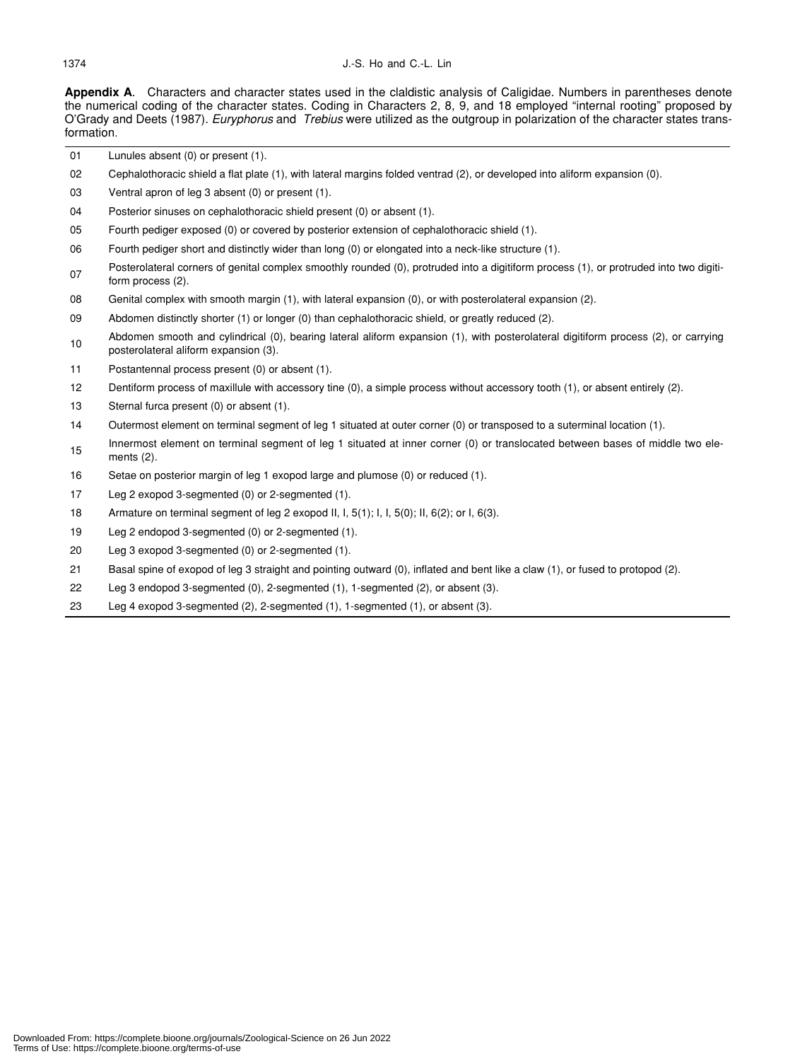**Appendix A**. Characters and character states used in the claldistic analysis of Caligidae. Numbers in parentheses denote the numerical coding of the character states. Coding in Characters 2, 8, 9, and 18 employed "internal rooting" proposed by O'Grady and Deets (1987). *Euryphorus* and *Trebius* were utilized as the outgroup in polarization of the character states transformation.

| | |
|---|---|
| 01 | Lunules absent (0) or present (1). |
| 02 | Cephalothoracic shield a flat plate (1), with lateral margins folded ventrad (2), or developed into aliform expansion (0). |
| 03 | Ventral apron of leg 3 absent (0) or present (1). |
| 04 | Posterior sinuses on cephalothoracic shield present (0) or absent (1). |
| 05 | Fourth pediger exposed (0) or covered by posterior extension of cephalothoracic shield (1). |
| 06 | Fourth pediger short and distinctly wider than long (0) or elongated into a neck-like structure (1). |
| 07 | Posterolateral corners of genital complex smoothly rounded (0), protruded into a digitiform process (1), or protruded into two digitiform process (2). |
| 08 | Genital complex with smooth margin (1), with lateral expansion (0), or with posterolateral expansion (2). |
| 09 | Abdomen distinctly shorter (1) or longer (0) than cephalothoracic shield, or greatly reduced (2). |
| 10 | Abdomen smooth and cylindrical (0), bearing lateral aliform expansion (1), with posterolateral digitiform process (2), or carrying posterolateral aliform expansion (3). |
| 11 | Postantennal process present (0) or absent (1). |
| 12 | Dentiform process of maxillule with accessory tine (0), a simple process without accessory tooth (1), or absent entirely (2). |
| 13 | Sternal furca present (0) or absent (1). |
| 14 | Outermost element on terminal segment of leg 1 situated at outer corner (0) or transposed to a suterminal location (1). |
| 15 | Innermost element on terminal segment of leg 1 situated at inner corner (0) or translocated between bases of middle two elements (2). |
| 16 | Setae on posterior margin of leg 1 exopod large and plumose (0) or reduced (1). |
| 17 | Leg 2 exopod 3-segmented (0) or 2-segmented (1). |
| 18 | Armature on terminal segment of leg 2 exopod II, I, 5(1); I, I, 5(0); II, 6(2); or I, 6(3). |
| 19 | Leg 2 endopod 3-segmented (0) or 2-segmented (1). |
| 20 | Leg 3 exopod 3-segmented (0) or 2-segmented (1). |
| 21 | Basal spine of exopod of leg 3 straight and pointing outward (0), inflated and bent like a claw (1), or fused to protopod (2). |
| 22 | Leg 3 endopod 3-segmented (0), 2-segmented (1), 1-segmented (2), or absent (3). |
| 23 | Leg 4 exopod 3-segmented (2), 2-segmented (1), 1-segmented (1), or absent (3). |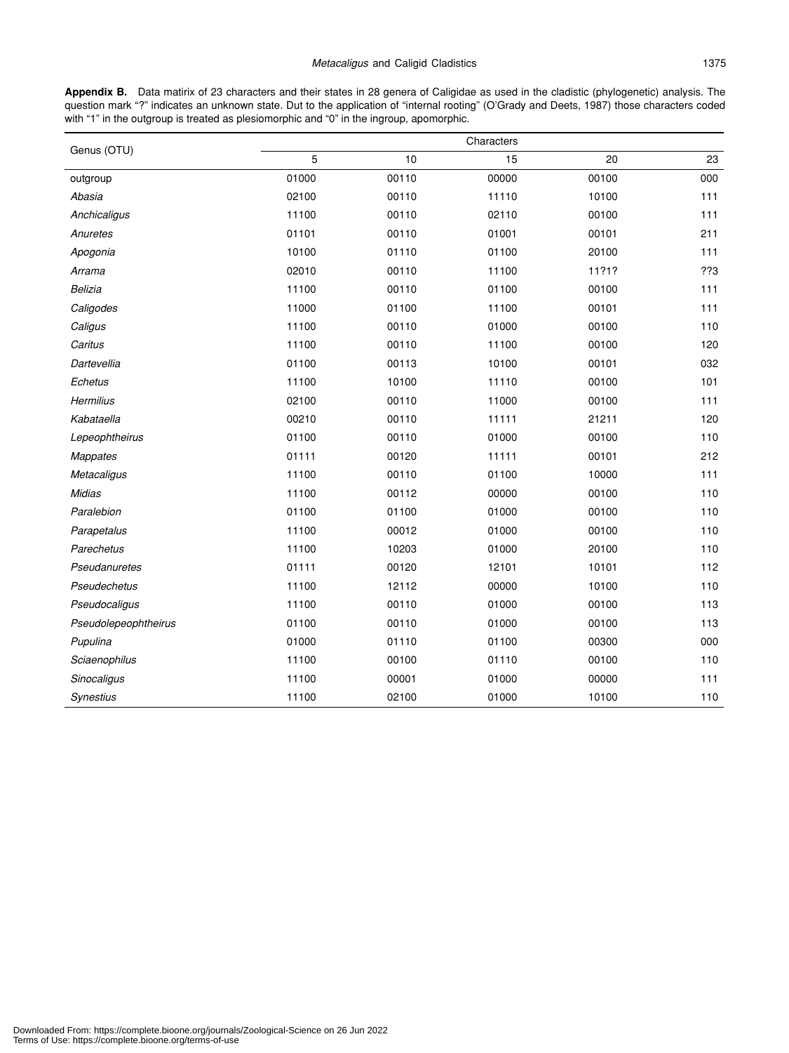**Appendix B.** Data matirix of 23 characters and their states in 28 genera of Caligidae as used in the cladistic (phylogenetic) analysis. The question mark "?" indicates an unknown state. Dut to the application of "internal rooting" (O'Grady and Deets, 1987) those characters coded with "1" in the outgroup is treated as plesiomorphic and "0" in the ingroup, apomorphic.

| Genus (OTU) | Characters | | | | |
|---|---|---|---|---|---|
| | 5 | 10 | 15 | 20 | 23 |
| outgroup | 01000 | 00110 | 00000 | 00100 | 000 |
| *Abasia* | 02100 | 00110 | 11110 | 10100 | 111 |
| *Anchicaligus* | 11100 | 00110 | 02110 | 00100 | 111 |
| *Anuretes* | 01101 | 00110 | 01001 | 00101 | 211 |
| *Apogonia* | 10100 | 01110 | 01100 | 20100 | 111 |
| *Arrama* | 02010 | 00110 | 11100 | 11?1? | ??3 |
| *Belizia* | 11100 | 00110 | 01100 | 00100 | 111 |
| *Caligodes* | 11000 | 01100 | 11100 | 00101 | 111 |
| *Caligus* | 11100 | 00110 | 01000 | 00100 | 110 |
| *Caritus* | 11100 | 00110 | 11100 | 00100 | 120 |
| *Dartevellia* | 01100 | 00113 | 10100 | 00101 | 032 |
| *Echetus* | 11100 | 10100 | 11110 | 00100 | 101 |
| *Hermilius* | 02100 | 00110 | 11000 | 00100 | 111 |
| *Kabataella* | 00210 | 00110 | 11111 | 21211 | 120 |
| *Lepeophtheirus* | 01100 | 00110 | 01000 | 00100 | 110 |
| *Mappates* | 01111 | 00120 | 11111 | 00101 | 212 |
| *Metacaligus* | 11100 | 00110 | 01100 | 10000 | 111 |
| *Midias* | 11100 | 00112 | 00000 | 00100 | 110 |
| *Paralebion* | 01100 | 01100 | 01000 | 00100 | 110 |
| *Parapetalus* | 11100 | 00012 | 01000 | 00100 | 110 |
| *Parechetus* | 11100 | 10203 | 01000 | 20100 | 110 |
| *Pseudanuretes* | 01111 | 00120 | 12101 | 10101 | 112 |
| *Pseudechetus* | 11100 | 12112 | 00000 | 10100 | 110 |
| *Pseudocaligus* | 11100 | 00110 | 01000 | 00100 | 113 |
| *Pseudolepeophtheirus* | 01100 | 00110 | 01000 | 00100 | 113 |
| *Pupulina* | 01000 | 01110 | 01100 | 00300 | 000 |
| *Sciaenophilus* | 11100 | 00100 | 01110 | 00100 | 110 |
| *Sinocaligus* | 11100 | 00001 | 01000 | 00000 | 111 |
| *Synestius* | 11100 | 02100 | 01000 | 10100 | 110 |